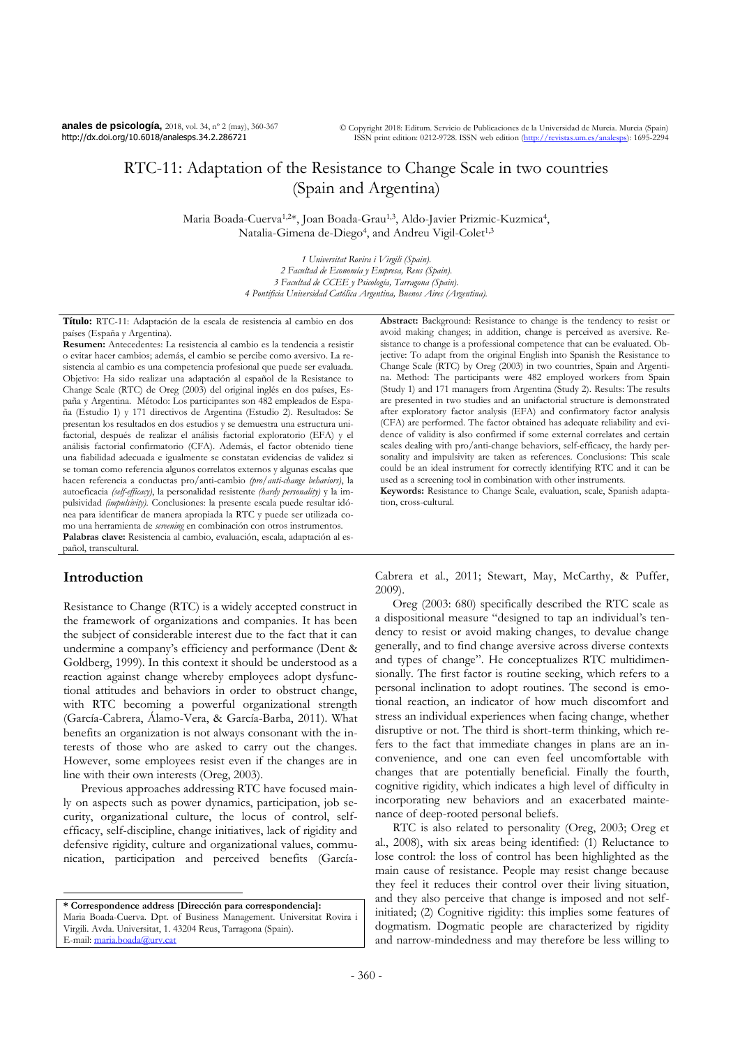# RTC-11: Adaptation of the Resistance to Change Scale in two countries (Spain and Argentina)

Maria Boada-Cuerva[1,2]*, Joan Boada-Grau[1,3], Aldo-Javier Prizmic-Kuzmica[4], Natalia-Gimena de-Diego[4], and Andreu Vigil-Colet[1,3]

*1 Universitat Rovira i Virgili (Spain).*
*2 Facultad de Economía y Empresa, Reus (Spain).*
*3 Facultad de CCEE y Psicología, Tarragona (Spain).*
*4 Pontificia Universidad Católica Argentina, Buenos Aires (Argentina).*

**Título:** RTC-11: Adaptación de la escala de resistencia al cambio en dos países (España y Argentina).

**Resumen:** Antecedentes: La resistencia al cambio es la tendencia a resistir o evitar hacer cambios; además, el cambio se percibe como aversivo. La resistencia al cambio es una competencia profesional que puede ser evaluada. Objetivo: Ha sido realizar una adaptación al español de la Resistance to Change Scale (RTC) de Oreg (2003) del original inglés en dos países, España y Argentina. Método: Los participantes son 482 empleados de España (Estudio 1) y 171 directivos de Argentina (Estudio 2). Resultados: Se presentan los resultados en dos estudios y se demuestra una estructura unifactorial, después de realizar el análisis factorial exploratorio (EFA) y el análisis factorial confirmatorio (CFA). Además, el factor obtenido tiene una fiabilidad adecuada e igualmente se constatan evidencias de validez si se toman como referencia algunos correlatos externos y algunas escalas que hacen referencia a conductas pro/anti-cambio *(pro/anti-change behaviors)*, la autoeficacia *(self-efficacy)*, la personalidad resistente *(hardy personality)* y la impulsividad *(impulsivity)*. Conclusiones: la presente escala puede resultar idónea para identificar de manera apropiada la RTC y puede ser utilizada como una herramienta de *screening* en combinación con otros instrumentos.

**Palabras clave:** Resistencia al cambio, evaluación, escala, adaptación al español, transcultural.

**Abstract:** Background: Resistance to change is the tendency to resist or avoid making changes; in addition, change is perceived as aversive. Resistance to change is a professional competence that can be evaluated. Objective: To adapt from the original English into Spanish the Resistance to Change Scale (RTC) by Oreg (2003) in two countries, Spain and Argentina. Method: The participants were 482 employed workers from Spain (Study 1) and 171 managers from Argentina (Study 2). Results: The results are presented in two studies and an unifactorial structure is demonstrated after exploratory factor analysis (EFA) and confirmatory factor analysis (CFA) are performed. The factor obtained has adequate reliability and evidence of validity is also confirmed if some external correlates and certain scales dealing with pro/anti-change behaviors, self-efficacy, the hardy personality and impulsivity are taken as references. Conclusions: This scale could be an ideal instrument for correctly identifying RTC and it can be used as a screening tool in combination with other instruments.

**Keywords:** Resistance to Change Scale, evaluation, scale, Spanish adaptation, cross-cultural.

## Introduction

Resistance to Change (RTC) is a widely accepted construct in the framework of organizations and companies. It has been the subject of considerable interest due to the fact that it can undermine a company's efficiency and performance (Dent & Goldberg, 1999). In this context it should be understood as a reaction against change whereby employees adopt dysfunctional attitudes and behaviors in order to obstruct change, with RTC becoming a powerful organizational strength (García-Cabrera, Álamo-Vera, & García-Barba, 2011). What benefits an organization is not always consonant with the interests of those who are asked to carry out the changes. However, some employees resist even if the changes are in line with their own interests (Oreg, 2003).

Previous approaches addressing RTC have focused mainly on aspects such as power dynamics, participation, job security, organizational culture, the locus of control, self-efficacy, self-discipline, change initiatives, lack of rigidity and defensive rigidity, culture and organizational values, communication, participation and perceived benefits (García-Cabrera et al., 2011; Stewart, May, McCarthy, & Puffer, 2009).

Oreg (2003: 680) specifically described the RTC scale as a dispositional measure "designed to tap an individual's tendency to resist or avoid making changes, to devalue change generally, and to find change aversive across diverse contexts and types of change". He conceptualizes RTC multidimensionally. The first factor is routine seeking, which refers to a personal inclination to adopt routines. The second is emotional reaction, an indicator of how much discomfort and stress an individual experiences when facing change, whether disruptive or not. The third is short-term thinking, which refers to the fact that immediate changes in plans are an inconvenience, and one can even feel uncomfortable with changes that are potentially beneficial. Finally the fourth, cognitive rigidity, which indicates a high level of difficulty in incorporating new behaviors and an exacerbated maintenance of deep-rooted personal beliefs.

RTC is also related to personality (Oreg, 2003; Oreg et al., 2008), with six areas being identified: (1) Reluctance to lose control: the loss of control has been highlighted as the main cause of resistance. People may resist change because they feel it reduces their control over their living situation, and they also perceive that change is imposed and not self-initiated; (2) Cognitive rigidity: this implies some features of dogmatism. Dogmatic people are characterized by rigidity and narrow-mindedness and may therefore be less willing to

**\* Correspondence address [Dirección para correspondencia]:**
Maria Boada-Cuerva. Dpt. of Business Management. Universitat Rovira i Virgili. Avda. Universitat, 1. 43204 Reus, Tarragona (Spain).
E-mail: maria.boada@urv.cat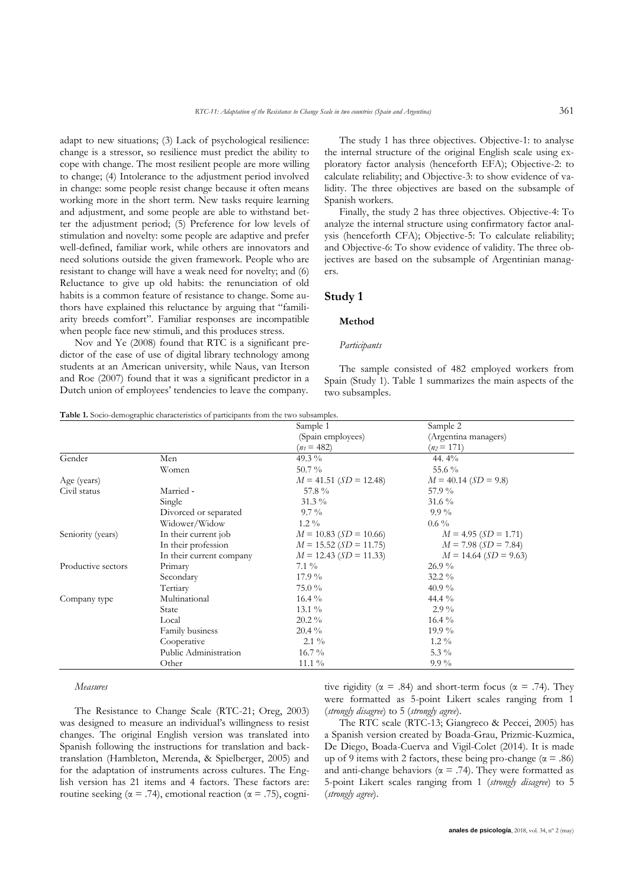adapt to new situations; (3) Lack of psychological resilience: change is a stressor, so resilience must predict the ability to cope with change. The most resilient people are more willing to change; (4) Intolerance to the adjustment period involved in change: some people resist change because it often means working more in the short term. New tasks require learning and adjustment, and some people are able to withstand better the adjustment period; (5) Preference for low levels of stimulation and novelty: some people are adaptive and prefer well-defined, familiar work, while others are innovators and need solutions outside the given framework. People who are resistant to change will have a weak need for novelty; and (6) Reluctance to give up old habits: the renunciation of old habits is a common feature of resistance to change. Some authors have explained this reluctance by arguing that "familiarity breeds comfort". Familiar responses are incompatible when people face new stimuli, and this produces stress.

Nov and Ye (2008) found that RTC is a significant predictor of the ease of use of digital library technology among students at an American university, while Naus, van Iterson and Roe (2007) found that it was a significant predictor in a Dutch union of employees' tendencies to leave the company.

The study 1 has three objectives. Objective-1: to analyse the internal structure of the original English scale using exploratory factor analysis (henceforth EFA); Objective-2: to calculate reliability; and Objective-3: to show evidence of validity. The three objectives are based on the subsample of Spanish workers.

Finally, the study 2 has three objectives. Objective-4: To analyze the internal structure using confirmatory factor analysis (henceforth CFA); Objective-5: To calculate reliability; and Objective-6: To show evidence of validity. The three objectives are based on the subsample of Argentinian managers.

## Study 1

### Method

#### *Participants*

The sample consisted of 482 employed workers from Spain (Study 1). Table 1 summarizes the main aspects of the two subsamples.

**Table 1.** Socio-demographic characteristics of participants from the two subsamples.

| | | Sample 1 (Spain employees) ($n_1 = 482$) | Sample 2 (Argentina managers) ($n_2 = 171$) |
|---|---|---|---|
| Gender | Men | 49.3 % | 44. 4% |
| | Women | 50.7 % | 55.6 % |
| Age (years) | | $M = 41.51$ ($SD = 12.48$) | $M = 40.14$ ($SD = 9.8$) |
| Civil status | Married - | 57.8 % | 57.9 % |
| | Single | 31.3 % | 31.6 % |
| | Divorced or separated | 9.7 % | 9.9 % |
| | Widower/Widow | 1.2 % | 0.6 % |
| Seniority (years) | In their current job | $M = 10.83$ ($SD = 10.66$) | $M = 4.95$ ($SD = 1.71$) |
| | In their profession | $M = 15.52$ ($SD = 11.75$) | $M = 7.98$ ($SD = 7.84$) |
| | In their current company | $M = 12.43$ ($SD = 11.33$) | $M = 14.64$ ($SD = 9.63$) |
| Productive sectors | Primary | 7.1 % | 26.9 % |
| | Secondary | 17.9 % | 32.2 % |
| | Tertiary | 75.0 % | 40.9 % |
| Company type | Multinational | 16.4 % | 44.4 % |
| | State | 13.1 % | 2.9 % |
| | Local | 20.2 % | 16.4 % |
| | Family business | 20.4 % | 19.9 % |
| | Cooperative | 2.1 % | 1.2 % |
| | Public Administration | 16.7 % | 5.3 % |
| | Other | 11.1 % | 9.9 % |

#### *Measures*

The Resistance to Change Scale (RTC-21; Oreg, 2003) was designed to measure an individual's willingness to resist changes. The original English version was translated into Spanish following the instructions for translation and back-translation (Hambleton, Merenda, & Spielberger, 2005) and for the adaptation of instruments across cultures. The English version has 21 items and 4 factors. These factors are: routine seeking ($\alpha = .74$), emotional reaction ($\alpha = .75$), cognitive rigidity ($\alpha = .84$) and short-term focus ($\alpha = .74$). They were formatted as 5-point Likert scales ranging from 1 (*strongly disagree*) to 5 (*strongly agree*).

The RTC scale (RTC-13; Giangreco & Peccei, 2005) has a Spanish version created by Boada-Grau, Prizmic-Kuzmica, De Diego, Boada-Cuerva and Vigil-Colet (2014). It is made up of 9 items with 2 factors, these being pro-change ($\alpha = .86$) and anti-change behaviors ($\alpha = .74$). They were formatted as 5-point Likert scales ranging from 1 (*strongly disagree*) to 5 (*strongly agree*).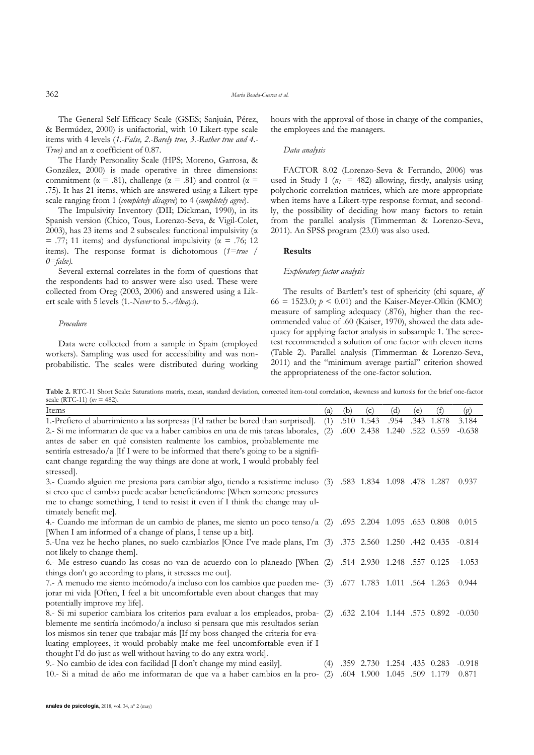The General Self-Efficacy Scale (GSES; Sanjuán, Pérez, & Bermúdez, 2000) is unifactorial, with 10 Likert-type scale items with 4 levels (*1.-False, 2.-Barely true, 3.-Rather true and 4.-True)* and an α coefficient of 0.87.

The Hardy Personality Scale (HPS; Moreno, Garrosa, & González, 2000) is made operative in three dimensions: commitment (α = .81), challenge (α = .81) and control (α = .75). It has 21 items, which are answered using a Likert-type scale ranging from 1 (*completely disagree*) to 4 (*completely agree*).

The Impulsivity Inventory (DII; Dickman, 1990), in its Spanish version (Chico, Tous, Lorenzo-Seva, & Vigil-Colet, 2003), has 23 items and 2 subscales: functional impulsivity (α = .77; 11 items) and dysfunctional impulsivity (α = .76; 12 items). The response format is dichotomous (*1=true / 0=false*).

Several external correlates in the form of questions that the respondents had to answer were also used. These were collected from Oreg (2003, 2006) and answered using a Likert scale with 5 levels (1.-*Never* to 5.-*Always*).

### *Procedure*

Data were collected from a sample in Spain (employed workers). Sampling was used for accessibility and was non-probabilistic. The scales were distributed during working hours with the approval of those in charge of the companies, the employees and the managers.

### *Data analysis*

FACTOR 8.02 (Lorenzo-Seva & Ferrando, 2006) was used in Study 1 ($n_1$ = 482) allowing, firstly, analysis using polychoric correlation matrices, which are more appropriate when items have a Likert-type response format, and secondly, the possibility of deciding how many factors to retain from the parallel analysis (Timmerman & Lorenzo-Seva, 2011). An SPSS program (23.0) was also used.

## **Results**

### *Exploratory factor analysis*

The results of Bartlett's test of sphericity (chi square, *df* 66 = 1523.0; $p < 0.01$) and the Kaiser-Meyer-Olkin (KMO) measure of sampling adequacy (.876), higher than the recommended value of .60 (Kaiser, 1970), showed the data adequacy for applying factor analysis in subsample 1. The scree-test recommended a solution of one factor with eleven items (Table 2). Parallel analysis (Timmerman & Lorenzo-Seva, 2011) and the "minimum average partial" criterion showed the appropriateness of the one-factor solution.

**Table 2.** RTC-11 Short Scale: Saturations matrix, mean, standard deviation, corrected item-total correlation, skewness and kurtosis for the brief one-factor scale (RTC-11) ($n_1$ = 482).

| Items | (a) | (b) | (c) | (d) | (e) | (f) | (g) |
|---|---|---|---|---|---|---|---|
| 1.-Prefiero el aburrimiento a las sorpresas [I'd rather be bored than surprised]. | (1) | .510 | 1.543 | .954 | .343 | 1.878 | 3.184 |
| 2.- Si me informaran de que va a haber cambios en una de mis tareas laborales, antes de saber en qué consisten realmente los cambios, probablemente me sentiría estresado/a [If I were to be informed that there's going to be a significant change regarding the way things are done at work, I would probably feel stressed]. | (2) | .600 | 2.438 | 1.240 | .522 | 0.559 | -0.638 |
| 3.- Cuando alguien me presiona para cambiar algo, tiendo a resistirme incluso si creo que el cambio puede acabar beneficiándome [When someone pressures me to change something, I tend to resist it even if I think the change may ultimately benefit me]. | (3) | .583 | 1.834 | 1.098 | .478 | 1.287 | 0.937 |
| 4.- Cuando me informan de un cambio de planes, me siento un poco tenso/a [When I am informed of a change of plans, I tense up a bit]. | (2) | .695 | 2.204 | 1.095 | .653 | 0.808 | 0.015 |
| 5.-Una vez he hecho planes, no suelo cambiarlos [Once I've made plans, I'm not likely to change them]. | (3) | .375 | 2.560 | 1.250 | .442 | 0.435 | -0.814 |
| 6.- Me estreso cuando las cosas no van de acuerdo con lo planeado [When things don't go according to plans, it stresses me out]. | (2) | .514 | 2.930 | 1.248 | .557 | 0.125 | -1.053 |
| 7.- A menudo me siento incómodo/a incluso con los cambios que pueden mejorar mi vida [Often, I feel a bit uncomfortable even about changes that may potentially improve my life]. | (3) | .677 | 1.783 | 1.011 | .564 | 1.263 | 0.944 |
| 8.- Si mi superior cambiara los criterios para evaluar a los empleados, probablemente me sentiría incómodo/a incluso si pensara que mis resultados serían los mismos sin tener que trabajar más [If my boss changed the criteria for evaluating employees, it would probably make me feel uncomfortable even if I thought I'd do just as well without having to do any extra work]. | (2) | .632 | 2.104 | 1.144 | .575 | 0.892 | -0.030 |
| 9.- No cambio de idea con facilidad [I don't change my mind easily]. | (4) | .359 | 2.730 | 1.254 | .435 | 0.283 | -0.918 |
| 10.- Si a mitad de año me informaran de que va a haber cambios en la pro- | (2) | .604 | 1.900 | 1.045 | .509 | 1.179 | 0.871 |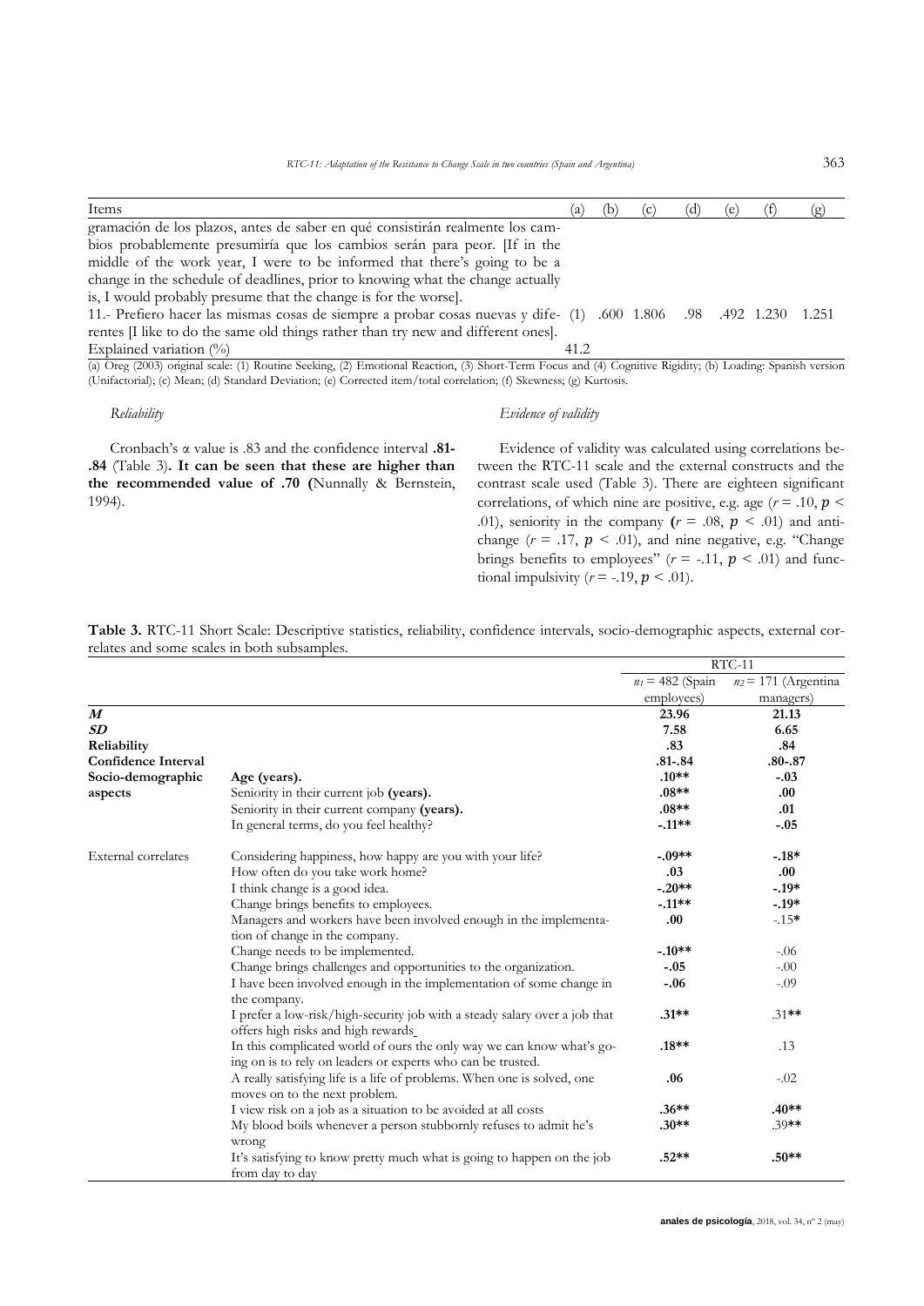| Items | (a) | (b) | (c) | (d) | (e) | (f) | (g) |
|---|---|---|---|---|---|---|---|
| gramación de los plazos, antes de saber en qué consistirán realmente los cambios probablemente presumiría que los cambios serán para peor. [If in the middle of the work year, I were to be informed that there's going to be a change in the schedule of deadlines, prior to knowing what the change actually is, I would probably presume that the change is for the worse]. | | | | | | | |
| 11.- Prefiero hacer las mismas cosas de siempre a probar cosas nuevas y diferentes [I like to do the same old things rather than try new and different ones]. | (1) | .600 | 1.806 | .98 | .492 | 1.230 | 1.251 |
| Explained variation (%) | 41.2 | | | | | | |

(a) Oreg (2003) original scale: (1) Routine Seeking, (2) Emotional Reaction, (3) Short-Term Focus and (4) Cognitive Rigidity; (b) Loading: Spanish version (Unifactorial); (c) Mean; (d) Standard Deviation; (e) Corrected item/total correlation; (f) Skewness; (g) Kurtosis.

### *Reliability*

Cronbach's α value is .83 and the confidence interval **.81-.84** (Table 3)**. It can be seen that these are higher than the recommended value of .70 (**Nunnally & Bernstein, 1994).

### *Evidence of validity*

Evidence of validity was calculated using correlations between the RTC-11 scale and the external constructs and the contrast scale used (Table 3). There are eighteen significant correlations, of which nine are positive, e.g. age ($r$ = .10, $p$ < .01), seniority in the company **(**$r$ = .08, $p$ < .01) and anti-change ($r$ = .17, $p$ < .01), and nine negative, e.g. "Change brings benefits to employees" ($r$ = -.11, $p$ < .01) and functional impulsivity ($r$ = -.19, $p$ < .01).

**Table 3.** RTC-11 Short Scale: Descriptive statistics, reliability, confidence intervals, socio-demographic aspects, external correlates and some scales in both subsamples.

| | | RTC-11 | |
|---|---|---|---|
| | | $n_1$ = 482 (Spain employees) | $n_2$ = 171 (Argentina managers) |
| ***M*** | | **23.96** | **21.13** |
| ***SD*** | | **7.58** | **6.65** |
| **Reliability** | | **.83** | **.84** |
| **Confidence Interval** | | **.81-.84** | **.80-.87** |
| **Socio-demographic aspects** | **Age (years).** | **.10\*\*** | **-.03** |
| | Seniority in their current job **(years).** | **.08\*\*** | **.00** |
| | Seniority in their current company **(years).** | **.08\*\*** | **.01** |
| | In general terms, do you feel healthy? | **-.11\*\*** | **-.05** |
| External correlates | Considering happiness, how happy are you with your life? | **-.09\*\*** | **-.18\*** |
| | How often do you take work home? | **.03** | **.00** |
| | I think change is a good idea. | **-.20\*\*** | **-.19\*** |
| | Change brings benefits to employees. | **-.11\*\*** | **-.19\*** |
| | Managers and workers have been involved enough in the implementation of change in the company. | **.00** | -.15\* |
| | Change needs to be implemented. | **-.10\*\*** | -.06 |
| | Change brings challenges and opportunities to the organization. | **-.05** | -.00 |
| | I have been involved enough in the implementation of some change in the company. | **-.06** | -.09 |
| | I prefer a low-risk/high-security job with a steady salary over a job that offers high risks and high rewards | **.31\*\*** | .31\*\* |
| | In this complicated world of ours the only way we can know what's going on is to rely on leaders or experts who can be trusted. | **.18\*\*** | .13 |
| | A really satisfying life is a life of problems. When one is solved, one moves on to the next problem. | **.06** | -.02 |
| | I view risk on a job as a situation to be avoided at all costs | **.36\*\*** | **.40\*\*** |
| | My blood boils whenever a person stubbornly refuses to admit he's wrong | **.30\*\*** | .39\*\* |
| | It's satisfying to know pretty much what is going to happen on the job from day to day | **.52\*\*** | **.50\*\*** |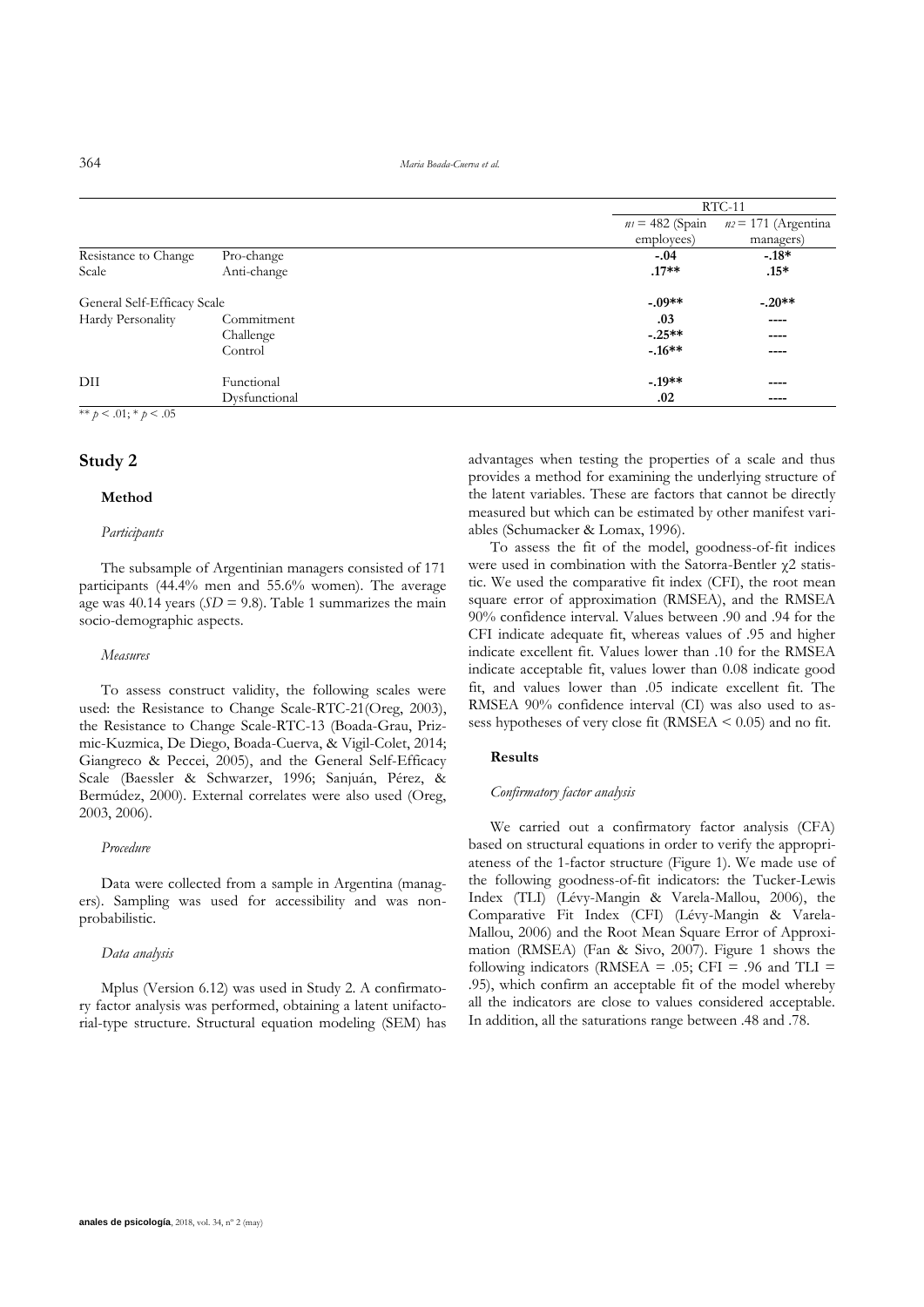| | | RTC-11 | |
|---|---|---|---|
| | | $n_1$ = 482 (Spain employees) | $n_2$ = 171 (Argentina managers) |
| Resistance to Change | Pro-change | **-.04** | **-.18*** |
| Scale | Anti-change | **.17**** | **.15*** |
| General Self-Efficacy Scale | | **-.09**** | **-.20**** |
| Hardy Personality | Commitment | **.03** | ---- |
| | Challenge | **-.25**** | ---- |
| | Control | **-.16**** | ---- |
| DII | Functional | **-.19**** | ---- |
| | Dysfunctional | **.02** | ---- |

** $p < .01$; * $p < .05$

## Study 2

### Method

#### *Participants*

The subsample of Argentinian managers consisted of 171 participants (44.4% men and 55.6% women). The average age was 40.14 years ($SD$ = 9.8). Table 1 summarizes the main socio-demographic aspects.

#### *Measures*

To assess construct validity, the following scales were used: the Resistance to Change Scale-RTC-21(Oreg, 2003), the Resistance to Change Scale-RTC-13 (Boada-Grau, Prizmic-Kuzmica, De Diego, Boada-Cuerva, & Vigil-Colet, 2014; Giangreco & Peccei, 2005), and the General Self-Efficacy Scale (Baessler & Schwarzer, 1996; Sanjuán, Pérez, & Bermúdez, 2000). External correlates were also used (Oreg, 2003, 2006).

#### *Procedure*

Data were collected from a sample in Argentina (managers). Sampling was used for accessibility and was non-probabilistic.

#### *Data analysis*

Mplus (Version 6.12) was used in Study 2. A confirmatory factor analysis was performed, obtaining a latent unifactorial-type structure. Structural equation modeling (SEM) has advantages when testing the properties of a scale and thus provides a method for examining the underlying structure of the latent variables. These are factors that cannot be directly measured but which can be estimated by other manifest variables (Schumacker & Lomax, 1996).

To assess the fit of the model, goodness-of-fit indices were used in combination with the Satorra-Bentler $\chi 2$ statistic. We used the comparative fit index (CFI), the root mean square error of approximation (RMSEA), and the RMSEA 90% confidence interval. Values between .90 and .94 for the CFI indicate adequate fit, whereas values of .95 and higher indicate excellent fit. Values lower than .10 for the RMSEA indicate acceptable fit, values lower than 0.08 indicate good fit, and values lower than .05 indicate excellent fit. The RMSEA 90% confidence interval (CI) was also used to assess hypotheses of very close fit (RMSEA < 0.05) and no fit.

### Results

#### *Confirmatory factor analysis*

We carried out a confirmatory factor analysis (CFA) based on structural equations in order to verify the appropriateness of the 1-factor structure (Figure 1). We made use of the following goodness-of-fit indicators: the Tucker-Lewis Index (TLI) (Lévy-Mangin & Varela-Mallou, 2006), the Comparative Fit Index (CFI) (Lévy-Mangin & Varela-Mallou, 2006) and the Root Mean Square Error of Approximation (RMSEA) (Fan & Sivo, 2007). Figure 1 shows the following indicators (RMSEA = .05; CFI = .96 and TLI = .95), which confirm an acceptable fit of the model whereby all the indicators are close to values considered acceptable. In addition, all the saturations range between .48 and .78.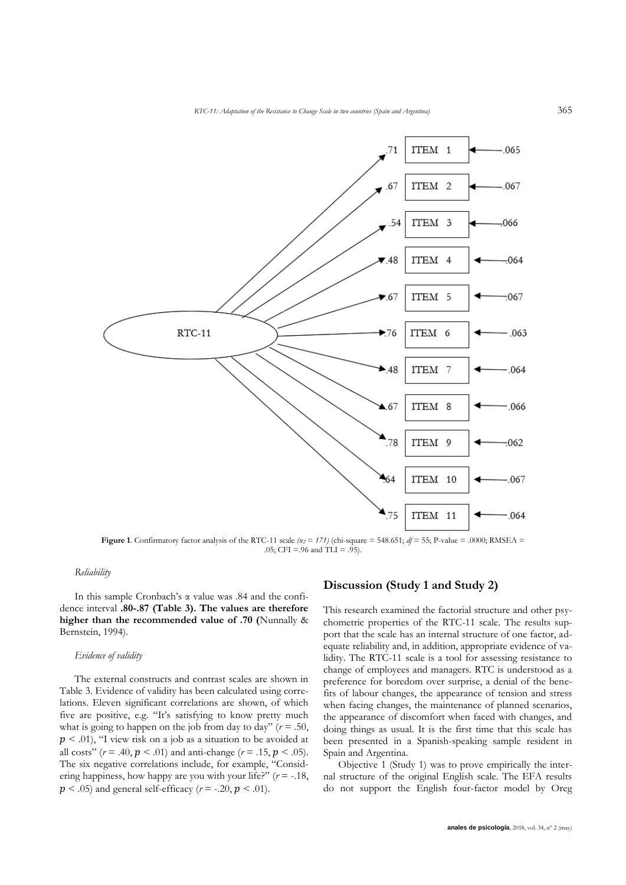**Figure 1**. Confirmatory factor analysis of the RTC-11 scale *($n_2$ = 171)* (chi-square = 548.651; *df* = 55; P-value = .0000; RMSEA = .05; CFI =.96 and TLI = .95).

*Reliability*

In this sample Cronbach's α value was .84 and the confidence interval **.80-.87 (Table 3). The values are therefore higher than the recommended value of .70 (**Nunnally & Bernstein, 1994).

*Evidence of validity*

The external constructs and contrast scales are shown in Table 3. Evidence of validity has been calculated using correlations. Eleven significant correlations are shown, of which five are positive, e.g. "It's satisfying to know pretty much what is going to happen on the job from day to day" ($r$ = .50, $p$ < .01), "I view risk on a job as a situation to be avoided at all costs" ($r$ = .40, $p$ < .01) and anti-change ($r$ = .15, $p$ < .05). The six negative correlations include, for example, "Considering happiness, how happy are you with your life?" ($r$ = -.18, $p$ < .05) and general self-efficacy ($r$ = -.20, $p$ < .01).

## Discussion (Study 1 and Study 2)

This research examined the factorial structure and other psychometric properties of the RTC-11 scale. The results support that the scale has an internal structure of one factor, adequate reliability and, in addition, appropriate evidence of validity. The RTC-11 scale is a tool for assessing resistance to change of employees and managers. RTC is understood as a preference for boredom over surprise, a denial of the benefits of labour changes, the appearance of tension and stress when facing changes, the maintenance of planned scenarios, the appearance of discomfort when faced with changes, and doing things as usual. It is the first time that this scale has been presented in a Spanish-speaking sample resident in Spain and Argentina.

Objective 1 (Study 1) was to prove empirically the internal structure of the original English scale. The EFA results do not support the English four-factor model by Oreg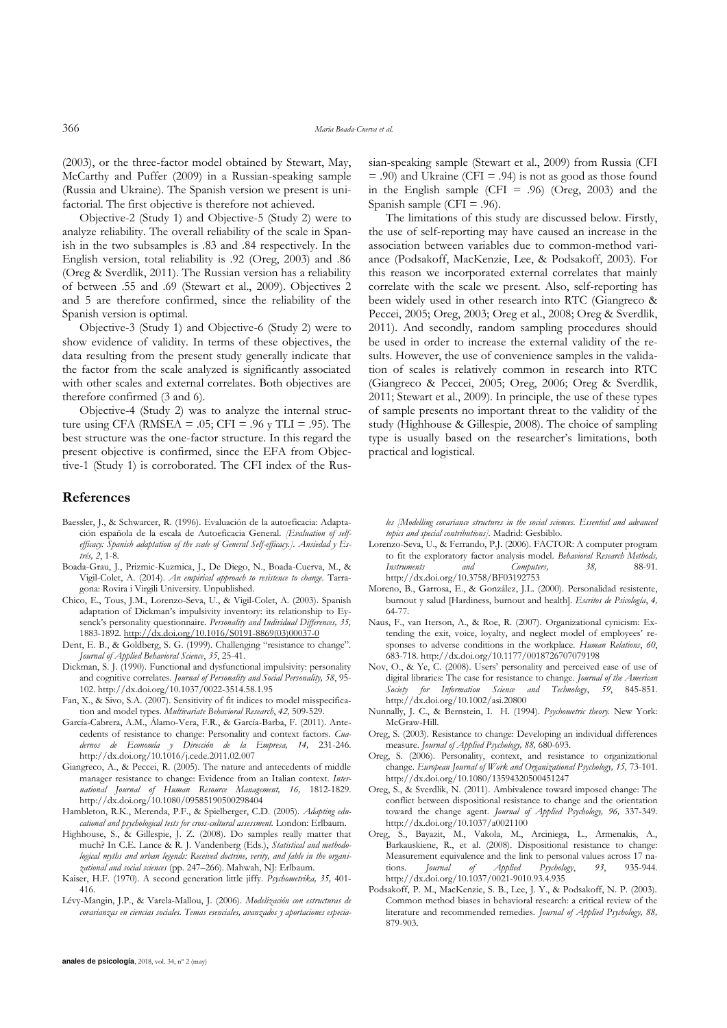(2003), or the three-factor model obtained by Stewart, May, McCarthy and Puffer (2009) in a Russian-speaking sample (Russia and Ukraine). The Spanish version we present is unifactorial. The first objective is therefore not achieved.

Objective-2 (Study 1) and Objective-5 (Study 2) were to analyze reliability. The overall reliability of the scale in Spanish in the two subsamples is .83 and .84 respectively. In the English version, total reliability is .92 (Oreg, 2003) and .86 (Oreg & Sverdlik, 2011). The Russian version has a reliability of between .55 and .69 (Stewart et al., 2009). Objectives 2 and 5 are therefore confirmed, since the reliability of the Spanish version is optimal.

Objective-3 (Study 1) and Objective-6 (Study 2) were to show evidence of validity. In terms of these objectives, the data resulting from the present study generally indicate that the factor from the scale analyzed is significantly associated with other scales and external correlates. Both objectives are therefore confirmed (3 and 6).

Objective-4 (Study 2) was to analyze the internal structure using CFA (RMSEA = .05; CFI = .96 y TLI = .95). The best structure was the one-factor structure. In this regard the present objective is confirmed, since the EFA from Objective-1 (Study 1) is corroborated. The CFI index of the Russian-speaking sample (Stewart et al., 2009) from Russia (CFI = .90) and Ukraine (CFI = .94) is not as good as those found in the English sample (CFI = .96) (Oreg, 2003) and the Spanish sample (CFI = .96).

The limitations of this study are discussed below. Firstly, the use of self-reporting may have caused an increase in the association between variables due to common-method variance (Podsakoff, MacKenzie, Lee, & Podsakoff, 2003). For this reason we incorporated external correlates that mainly correlate with the scale we present. Also, self-reporting has been widely used in other research into RTC (Giangreco & Peccei, 2005; Oreg, 2003; Oreg et al., 2008; Oreg & Sverdlik, 2011). And secondly, random sampling procedures should be used in order to increase the external validity of the results. However, the use of convenience samples in the validation of scales is relatively common in research into RTC (Giangreco & Peccei, 2005; Oreg, 2006; Oreg & Sverdlik, 2011; Stewart et al., 2009). In principle, the use of these types of sample presents no important threat to the validity of the study (Highhouse & Gillespie, 2008). The choice of sampling type is usually based on the researcher's limitations, both practical and logistical.

## References

Baessler, J., & Schwarcer, R. (1996). Evaluación de la autoeficacia: Adaptación española de la escala de Autoeficacia General. *[Evaluation of self-efficacy: Spanish adaptation of the scale of General Self-efficacy.]. Ansiedad y Estrés, 2*, 1-8.

Boada-Grau, J., Prizmic-Kuzmica, J., De Diego, N., Boada-Cuerva, M., & Vigil-Colet, A. (2014). *An empirical approach to resistence to change*. Tarragona: Rovira i Virgili University. Unpublished.

Chico, E., Tous, J.M., Lorenzo-Seva, U., & Vigil-Colet, A. (2003). Spanish adaptation of Dickman's impulsivity inventory: its relationship to Eysenck's personality questionnaire. *Personality and Individual Differences, 35,* 1883-1892. http://dx.doi.org/10.1016/S0191-8869(03)00037-0

Dent, E. B., & Goldberg, S. G. (1999). Challenging "resistance to change". *Journal of Applied Behavioral Science*, *35*, 25-41.

Dickman, S. J. (1990). Functional and dysfunctional impulsivity: personality and cognitive correlates. *Journal of Personality and Social Personality, 58*, 95-102. http://dx.doi.org/10.1037/0022-3514.58.1.95

Fan, X., & Sivo, S.A. (2007). Sensitivity of fit indices to model misspecification and model types. *Multivariate Behavioral Research*, *42,* 509-529.

García-Cabrera, A.M., Álamo-Vera, F.R., & García-Barba, F. (2011). Antecedents of resistance to change: Personality and context factors. *Cuadernos de Economía y Dirección de la Empresa, 14,* 231-246. http://dx.doi.org/10.1016/j.cede.2011.02.007

Giangreco, A., & Peccei, R. (2005). The nature and antecedents of middle manager resistance to change: Evidence from an Italian context. *International Journal of Human Resource Management, 16,* 1812-1829. http://dx.doi.org/10.1080/09585190500298404

Hambleton, R.K., Merenda, P.F., & Spielberger, C.D. (2005). *Adapting educational and psychological tests for cross-cultural assessment.* London: Erlbaum.

Highhouse, S., & Gillespie, J. Z. (2008). Do samples really matter that much? In C.E. Lance & R. J. Vandenberg (Eds.), *Statistical and methodological myths and urban legends: Received doctrine, verity, and fable in the organizational and social sciences* (pp. 247–266). Mahwah, NJ: Erlbaum.

Kaiser, H.F. (1970). A second generation little jiffy. *Psychometrika, 35,* 401-416.

Lévy-Mangin, J.P., & Varela-Mallou, J. (2006). *Modelización con estructuras de covarianzas en ciencias sociales. Temas esenciales, avanzados y aportaciones especiales [Modelling covariance structures in the social sciences. Essential and advanced topics and special contributions]*. Madrid: Gesbiblo.

Lorenzo-Seva, U., & Ferrando, P.J. (2006). FACTOR: A computer program to fit the exploratory factor analysis model. *Behavioral Research Methods, Instruments and Computers, 38,* 88-91. http://dx.doi.org/10.3758/BF03192753

Moreno, B., Garrosa, E., & González, J.L. (2000). Personalidad resistente, burnout y salud [Hardiness, burnout and health]. *Escritos de Psicología*, *4,* 64-77.

Naus, F., van Iterson, A., & Roe, R. (2007). Organizational cynicism: Extending the exit, voice, loyalty, and neglect model of employees' responses to adverse conditions in the workplace. *Human Relations*, *60*, 683-718. http://dx.doi.org/10.1177/0018726707079198

Nov, O., & Ye, C. (2008). Users' personality and perceived ease of use of digital libraries: The case for resistance to change. *Journal of the American Society for Information Science and Technology*, *59*, 845-851. http://dx.doi.org/10.1002/asi.20800

Nunnally, J. C., & Bernstein, I. H. (1994). *Psychometric theory.* New York: McGraw-Hill.

Oreg, S. (2003). Resistance to change: Developing an individual differences measure. *Journal of Applied Psychology, 88,* 680-693.

Oreg, S. (2006). Personality, context, and resistance to organizational change. *European Journal of Work and Organizational Psychology, 15,* 73-101. http://dx.doi.org/10.1080/13594320500451247

Oreg, S., & Sverdlik, N. (2011). Ambivalence toward imposed change: The conflict between dispositional resistance to change and the orientation toward the change agent. *Journal of Applied Psychology, 96,* 337-349. http://dx.doi.org/10.1037/a0021100

Oreg, S., Bayazit, M., Vakola, M., Arciniega, L., Armenakis, A., Barkauskiene, R., et al. (2008). Dispositional resistance to change: Measurement equivalence and the link to personal values across 17 nations. *Journal of Applied Psychology*, *93*, 935-944. http://dx.doi.org/10.1037/0021-9010.93.4.935

Podsakoff, P. M., MacKenzie, S. B., Lee, J. Y., & Podsakoff, N. P. (2003). Common method biases in behavioral research: a critical review of the literature and recommended remedies. *Journal of Applied Psychology, 88,* 879-903.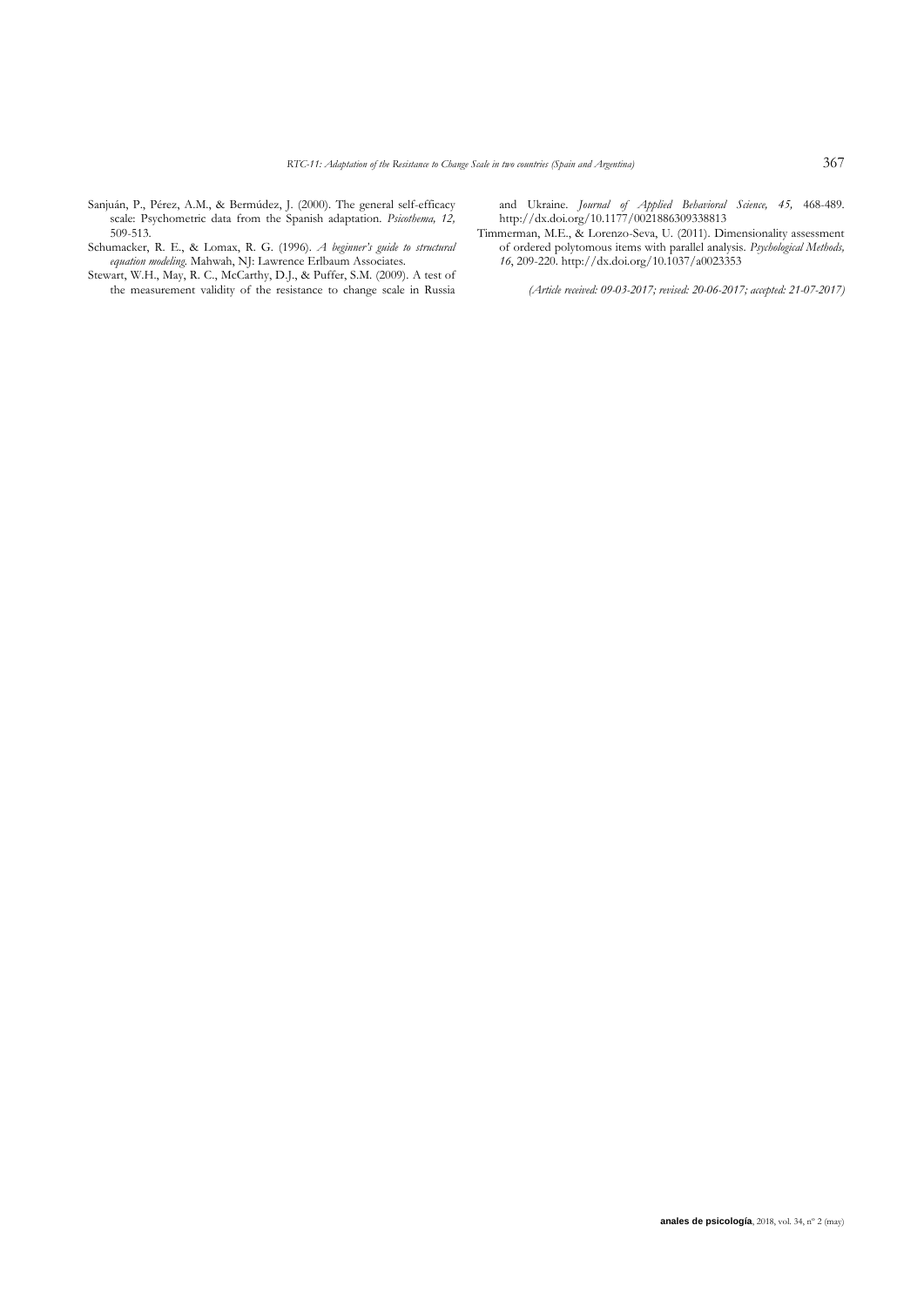Sanjuán, P., Pérez, A.M., & Bermúdez, J. (2000). The general self-efficacy scale: Psychometric data from the Spanish adaptation. *Psicothema, 12,* 509-513.

Schumacker, R. E., & Lomax, R. G. (1996). *A beginner's guide to structural equation modeling*. Mahwah, NJ: Lawrence Erlbaum Associates.

Stewart, W.H., May, R. C., McCarthy, D.J., & Puffer, S.M. (2009). A test of the measurement validity of the resistance to change scale in Russia and Ukraine. *Journal of Applied Behavioral Science, 45,* 468-489. http://dx.doi.org/10.1177/0021886309338813

Timmerman, M.E., & Lorenzo-Seva, U. (2011). Dimensionality assessment of ordered polytomous items with parallel analysis. *Psychological Methods, 16*, 209-220. http://dx.doi.org/10.1037/a0023353

*(Article received: 09-03-2017; revised: 20-06-2017; accepted: 21-07-2017)*